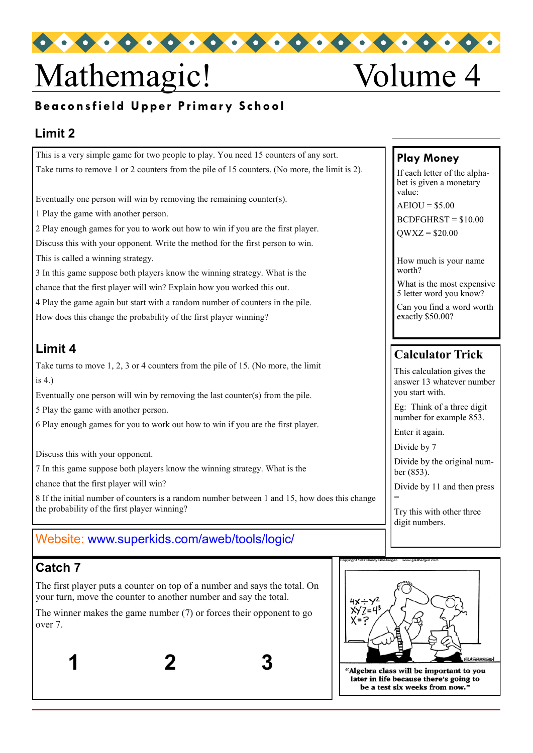# Mathemagic! Volume 4

**Beaconsfield Upper Primary School**

## Limit 2

This is a very simple game for two people to play. You need 15 counters of any sort.

Take turns to remove 1 or 2 counters from the pile of 15 counters. (No more, the limit is 2).

Eventually one person will win by removing the remaining counter(s).

1 Play the game with another person.

2 Play enough games for you to work out how to win if you are the first player.

Discuss this with your opponent. Write the method for the first person to win.

This is called a winning strategy.

3 In this game suppose both players know the winning strategy. What is the chance that the first player will win? Explain how you worked this out.

4 Play the game again but start with a random number of counters in the pile.

How does this change the probability of the first player winning?

## Limit 4

Take turns to move 1, 2, 3 or 4 counters from the pile of 15. (No more, the limit is 4.)

Eventually one person will win by removing the last counter(s) from the pile.

5 Play the game with another person.

6 Play enough games for you to work out how to win if you are the first player.

Discuss this with your opponent.

7 In this game suppose both players know the winning strategy. What is the chance that the first player will win?

8 If the initial number of counters is a random number between 1 and 15, how does this change the probability of the first player winning?

Website: www.superkids.com/aweb/tools/logic/

## Catch 7

The first player puts a counter on top of a number and says the total. On your turn, move the counter to another number and say the total.

The winner makes the game number (7) or forces their opponent to go over 7.

**1** **2** **3**

## Play Money

If each letter of the alphabet is given a monetary value:

AEIOU = $5.00

BCDFGHRST = $10.00

QWXZ = $20.00

How much is your name worth?

What is the most expensive 5 letter word you know?

Can you find a word worth exactly $50.00?

## Calculator Trick

This calculation gives the answer 13 whatever number you start with.

Eg: Think of a three digit number for example 853.

Enter it again.

Divide by 7

Divide by the original number (853).

Divide by 11 and then press =

Try this with other three digit numbers.

Copyright 1997 Randy Glasbergen. www.glasbergen.com

"Algebra class will be important to you later in life because there's going to be a test six weeks from now."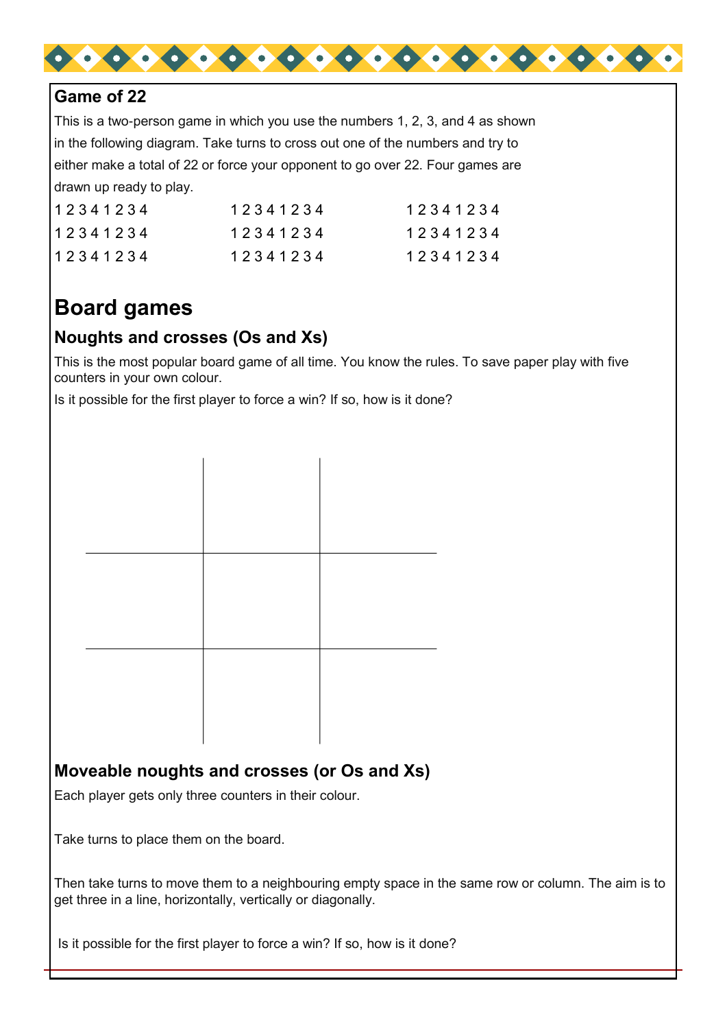### Game of 22

This is a two-person game in which you use the numbers 1, 2, 3, and 4 as shown in the following diagram. Take turns to cross out one of the numbers and try to either make a total of 22 or force your opponent to go over 22. Four games are drawn up ready to play.

| | | |
|---|---|---|
| 1 2 3 4 1 2 3 4 | 1 2 3 4 1 2 3 4 | 1 2 3 4 1 2 3 4 |
| 1 2 3 4 1 2 3 4 | 1 2 3 4 1 2 3 4 | 1 2 3 4 1 2 3 4 |
| 1 2 3 4 1 2 3 4 | 1 2 3 4 1 2 3 4 | 1 2 3 4 1 2 3 4 |

# Board games

## Noughts and crosses (Os and Xs)

This is the most popular board game of all time. You know the rules. To save paper play with five counters in your own colour.

Is it possible for the first player to force a win? If so, how is it done?

| | | |
|---|---|---|
| | | |
| | | |
| | | |

## Moveable noughts and crosses (or Os and Xs)

Each player gets only three counters in their colour.

Take turns to place them on the board.

Then take turns to move them to a neighbouring empty space in the same row or column. The aim is to get three in a line, horizontally, vertically or diagonally.

Is it possible for the first player to force a win? If so, how is it done?